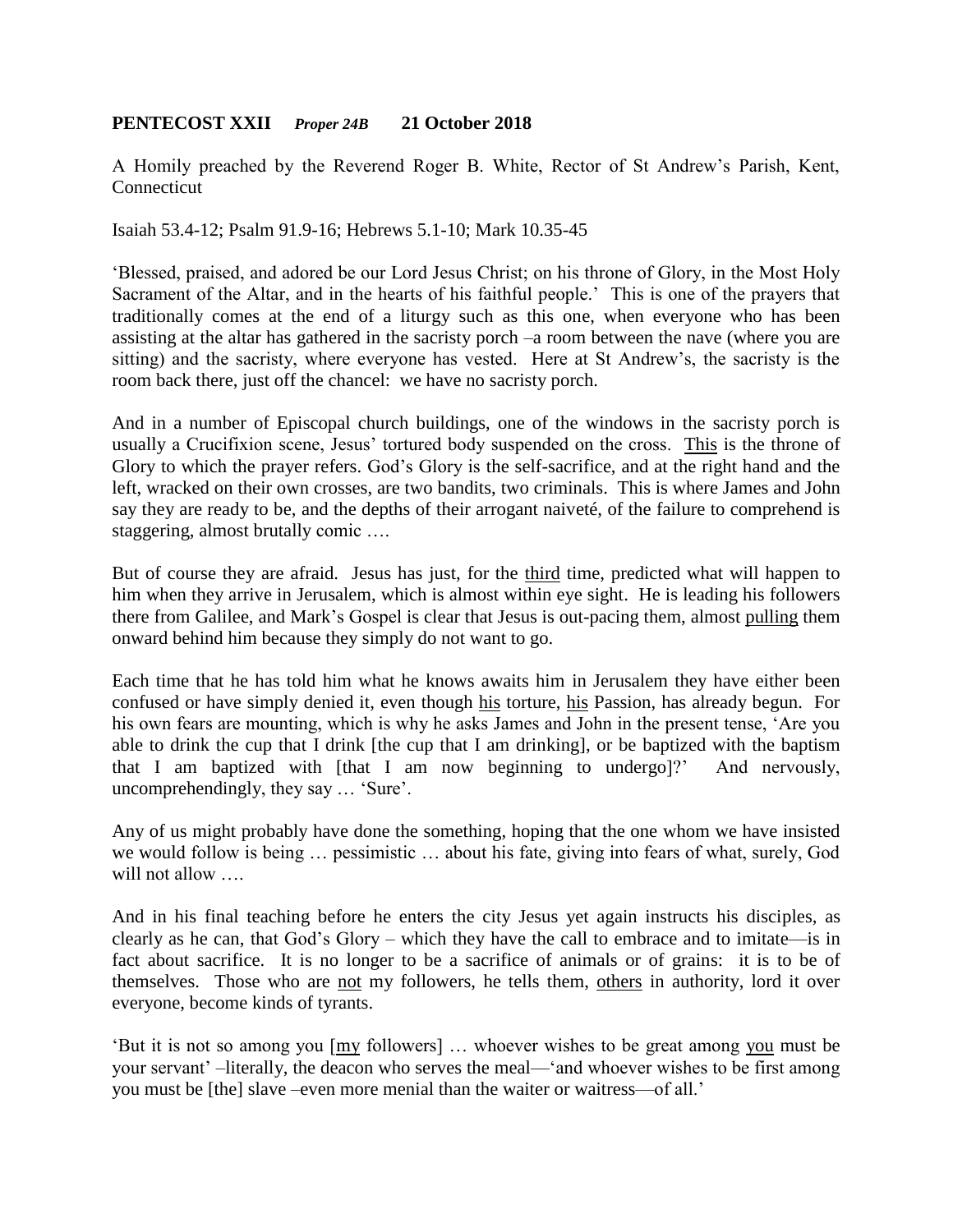**PENTECOST XXII** ***Proper 24B*** **21 October 2018**

A Homily preached by the Reverend Roger B. White, Rector of St Andrew's Parish, Kent, Connecticut

Isaiah 53.4-12; Psalm 91.9-16; Hebrews 5.1-10; Mark 10.35-45

'Blessed, praised, and adored be our Lord Jesus Christ; on his throne of Glory, in the Most Holy Sacrament of the Altar, and in the hearts of his faithful people.' This is one of the prayers that traditionally comes at the end of a liturgy such as this one, when everyone who has been assisting at the altar has gathered in the sacristy porch –a room between the nave (where you are sitting) and the sacristy, where everyone has vested. Here at St Andrew's, the sacristy is the room back there, just off the chancel: we have no sacristy porch.

And in a number of Episcopal church buildings, one of the windows in the sacristy porch is usually a Crucifixion scene, Jesus' tortured body suspended on the cross. <u>This</u> is the throne of Glory to which the prayer refers. God's Glory is the self-sacrifice, and at the right hand and the left, wracked on their own crosses, are two bandits, two criminals. This is where James and John say they are ready to be, and the depths of their arrogant naiveté, of the failure to comprehend is staggering, almost brutally comic ….

But of course they are afraid. Jesus has just, for the <u>third</u> time, predicted what will happen to him when they arrive in Jerusalem, which is almost within eye sight. He is leading his followers there from Galilee, and Mark's Gospel is clear that Jesus is out-pacing them, almost <u>pulling</u> them onward behind him because they simply do not want to go.

Each time that he has told him what he knows awaits him in Jerusalem they have either been confused or have simply denied it, even though <u>his</u> torture, <u>his</u> Passion, has already begun. For his own fears are mounting, which is why he asks James and John in the present tense, 'Are you able to drink the cup that I drink [the cup that I am drinking], or be baptized with the baptism that I am baptized with [that I am now beginning to undergo]?' And nervously, uncomprehendingly, they say … 'Sure'.

Any of us might probably have done the something, hoping that the one whom we have insisted we would follow is being … pessimistic … about his fate, giving into fears of what, surely, God will not allow ….

And in his final teaching before he enters the city Jesus yet again instructs his disciples, as clearly as he can, that God's Glory – which they have the call to embrace and to imitate—is in fact about sacrifice. It is no longer to be a sacrifice of animals or of grains: it is to be of themselves. Those who are <u>not</u> my followers, he tells them, <u>others</u> in authority, lord it over everyone, become kinds of tyrants.

'But it is not so among you [<u>my</u> followers] … whoever wishes to be great among <u>you</u> must be your servant' –literally, the deacon who serves the meal—'and whoever wishes to be first among you must be [the] slave –even more menial than the waiter or waitress—of all.'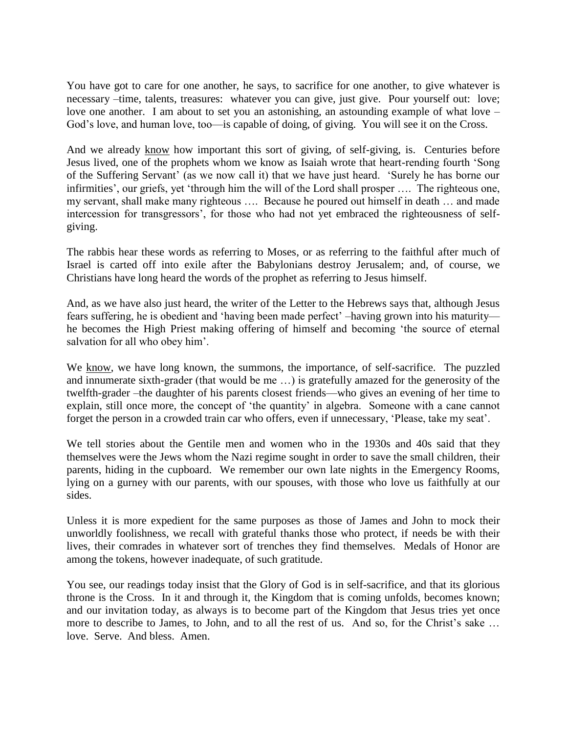You have got to care for one another, he says, to sacrifice for one another, to give whatever is necessary –time, talents, treasures: whatever you can give, just give. Pour yourself out: love; love one another. I am about to set you an astonishing, an astounding example of what love – God's love, and human love, too—is capable of doing, of giving. You will see it on the Cross.

And we already <u>know</u> how important this sort of giving, of self-giving, is. Centuries before Jesus lived, one of the prophets whom we know as Isaiah wrote that heart-rending fourth 'Song of the Suffering Servant' (as we now call it) that we have just heard. 'Surely he has borne our infirmities', our griefs, yet 'through him the will of the Lord shall prosper …. The righteous one, my servant, shall make many righteous …. Because he poured out himself in death … and made intercession for transgressors', for those who had not yet embraced the righteousness of self-giving.

The rabbis hear these words as referring to Moses, or as referring to the faithful after much of Israel is carted off into exile after the Babylonians destroy Jerusalem; and, of course, we Christians have long heard the words of the prophet as referring to Jesus himself.

And, as we have also just heard, the writer of the Letter to the Hebrews says that, although Jesus fears suffering, he is obedient and 'having been made perfect' –having grown into his maturity—he becomes the High Priest making offering of himself and becoming 'the source of eternal salvation for all who obey him'.

We <u>know</u>, we have long known, the summons, the importance, of self-sacrifice. The puzzled and innumerate sixth-grader (that would be me …) is gratefully amazed for the generosity of the twelfth-grader –the daughter of his parents closest friends—who gives an evening of her time to explain, still once more, the concept of 'the quantity' in algebra. Someone with a cane cannot forget the person in a crowded train car who offers, even if unnecessary, 'Please, take my seat'.

We tell stories about the Gentile men and women who in the 1930s and 40s said that they themselves were the Jews whom the Nazi regime sought in order to save the small children, their parents, hiding in the cupboard. We remember our own late nights in the Emergency Rooms, lying on a gurney with our parents, with our spouses, with those who love us faithfully at our sides.

Unless it is more expedient for the same purposes as those of James and John to mock their unworldly foolishness, we recall with grateful thanks those who protect, if needs be with their lives, their comrades in whatever sort of trenches they find themselves. Medals of Honor are among the tokens, however inadequate, of such gratitude.

You see, our readings today insist that the Glory of God is in self-sacrifice, and that its glorious throne is the Cross. In it and through it, the Kingdom that is coming unfolds, becomes known; and our invitation today, as always is to become part of the Kingdom that Jesus tries yet once more to describe to James, to John, and to all the rest of us. And so, for the Christ's sake … love. Serve. And bless. Amen.